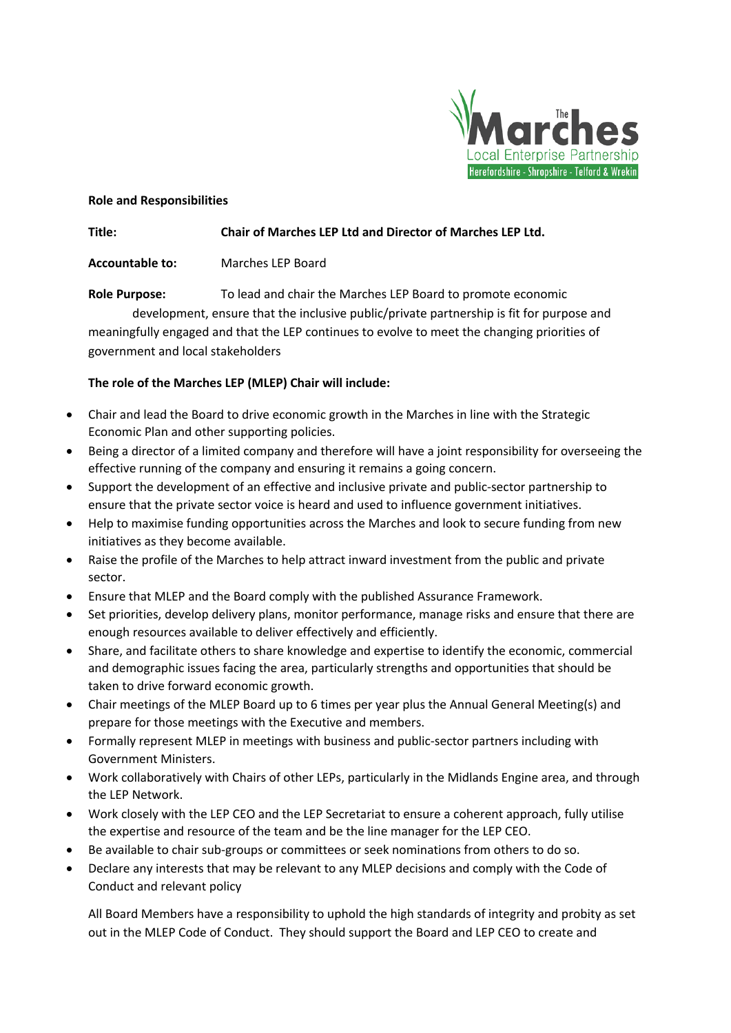**Role and Responsibilities**

**Title:** **Chair of Marches LEP Ltd and Director of Marches LEP Ltd.**

**Accountable to:** Marches LEP Board

**Role Purpose:** To lead and chair the Marches LEP Board to promote economic development, ensure that the inclusive public/private partnership is fit for purpose and meaningfully engaged and that the LEP continues to evolve to meet the changing priorities of government and local stakeholders

**The role of the Marches LEP (MLEP) Chair will include:**

- Chair and lead the Board to drive economic growth in the Marches in line with the Strategic Economic Plan and other supporting policies.
- Being a director of a limited company and therefore will have a joint responsibility for overseeing the effective running of the company and ensuring it remains a going concern.
- Support the development of an effective and inclusive private and public-sector partnership to ensure that the private sector voice is heard and used to influence government initiatives.
- Help to maximise funding opportunities across the Marches and look to secure funding from new initiatives as they become available.
- Raise the profile of the Marches to help attract inward investment from the public and private sector.
- Ensure that MLEP and the Board comply with the published Assurance Framework.
- Set priorities, develop delivery plans, monitor performance, manage risks and ensure that there are enough resources available to deliver effectively and efficiently.
- Share, and facilitate others to share knowledge and expertise to identify the economic, commercial and demographic issues facing the area, particularly strengths and opportunities that should be taken to drive forward economic growth.
- Chair meetings of the MLEP Board up to 6 times per year plus the Annual General Meeting(s) and prepare for those meetings with the Executive and members.
- Formally represent MLEP in meetings with business and public-sector partners including with Government Ministers.
- Work collaboratively with Chairs of other LEPs, particularly in the Midlands Engine area, and through the LEP Network.
- Work closely with the LEP CEO and the LEP Secretariat to ensure a coherent approach, fully utilise the expertise and resource of the team and be the line manager for the LEP CEO.
- Be available to chair sub-groups or committees or seek nominations from others to do so.
- Declare any interests that may be relevant to any MLEP decisions and comply with the Code of Conduct and relevant policy

All Board Members have a responsibility to uphold the high standards of integrity and probity as set out in the MLEP Code of Conduct. They should support the Board and LEP CEO to create and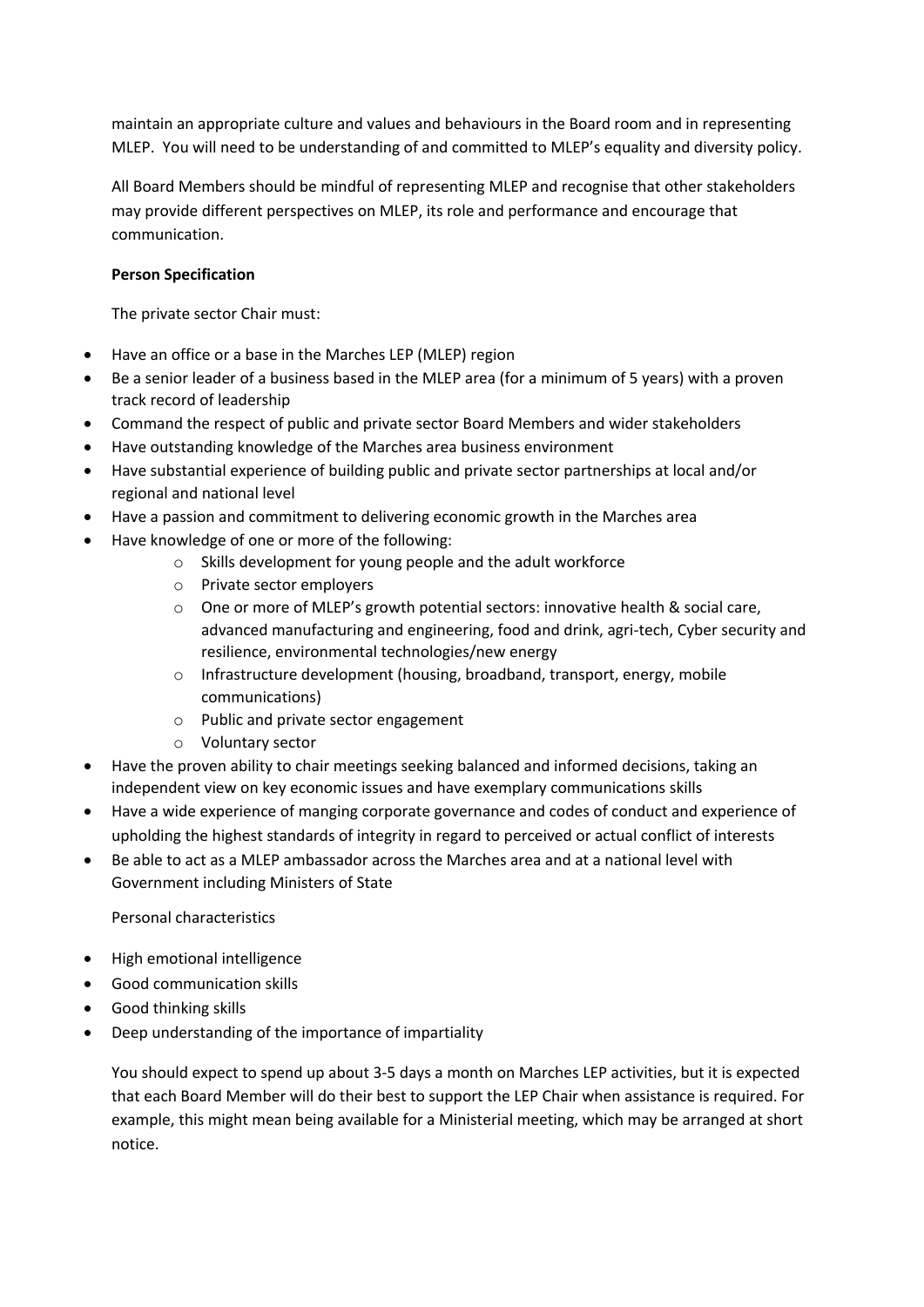maintain an appropriate culture and values and behaviours in the Board room and in representing MLEP. You will need to be understanding of and committed to MLEP's equality and diversity policy.

All Board Members should be mindful of representing MLEP and recognise that other stakeholders may provide different perspectives on MLEP, its role and performance and encourage that communication.

**Person Specification**

The private sector Chair must:

- Have an office or a base in the Marches LEP (MLEP) region
- Be a senior leader of a business based in the MLEP area (for a minimum of 5 years) with a proven track record of leadership
- Command the respect of public and private sector Board Members and wider stakeholders
- Have outstanding knowledge of the Marches area business environment
- Have substantial experience of building public and private sector partnerships at local and/or regional and national level
- Have a passion and commitment to delivering economic growth in the Marches area
- Have knowledge of one or more of the following:
    - Skills development for young people and the adult workforce
    - Private sector employers
    - One or more of MLEP's growth potential sectors: innovative health & social care, advanced manufacturing and engineering, food and drink, agri-tech, Cyber security and resilience, environmental technologies/new energy
    - Infrastructure development (housing, broadband, transport, energy, mobile communications)
    - Public and private sector engagement
    - Voluntary sector
- Have the proven ability to chair meetings seeking balanced and informed decisions, taking an independent view on key economic issues and have exemplary communications skills
- Have a wide experience of manging corporate governance and codes of conduct and experience of upholding the highest standards of integrity in regard to perceived or actual conflict of interests
- Be able to act as a MLEP ambassador across the Marches area and at a national level with Government including Ministers of State

Personal characteristics

- High emotional intelligence
- Good communication skills
- Good thinking skills
- Deep understanding of the importance of impartiality

You should expect to spend up about 3-5 days a month on Marches LEP activities, but it is expected that each Board Member will do their best to support the LEP Chair when assistance is required. For example, this might mean being available for a Ministerial meeting, which may be arranged at short notice.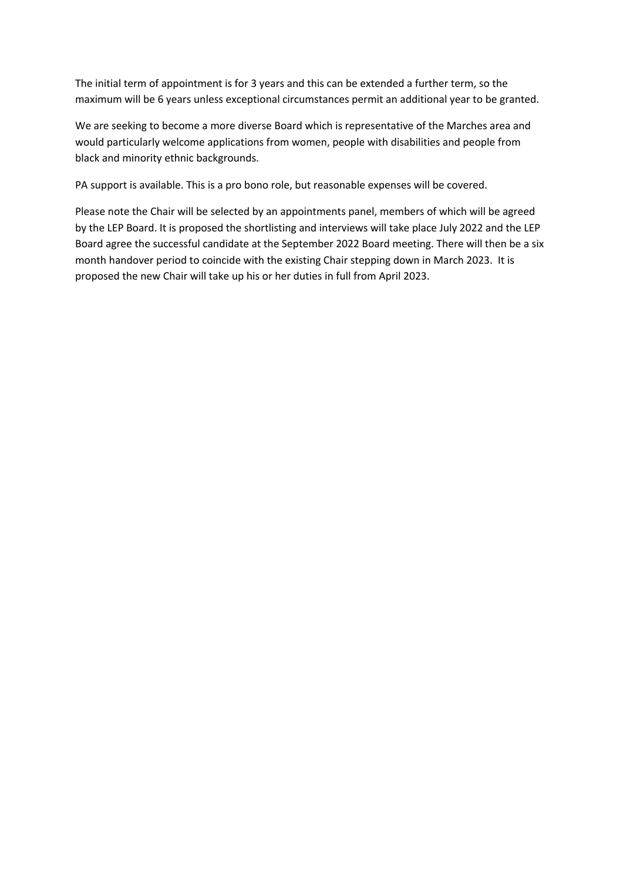The initial term of appointment is for 3 years and this can be extended a further term, so the maximum will be 6 years unless exceptional circumstances permit an additional year to be granted.

We are seeking to become a more diverse Board which is representative of the Marches area and would particularly welcome applications from women, people with disabilities and people from black and minority ethnic backgrounds.

PA support is available. This is a pro bono role, but reasonable expenses will be covered.

Please note the Chair will be selected by an appointments panel, members of which will be agreed by the LEP Board. It is proposed the shortlisting and interviews will take place July 2022 and the LEP Board agree the successful candidate at the September 2022 Board meeting. There will then be a six month handover period to coincide with the existing Chair stepping down in March 2023. It is proposed the new Chair will take up his or her duties in full from April 2023.